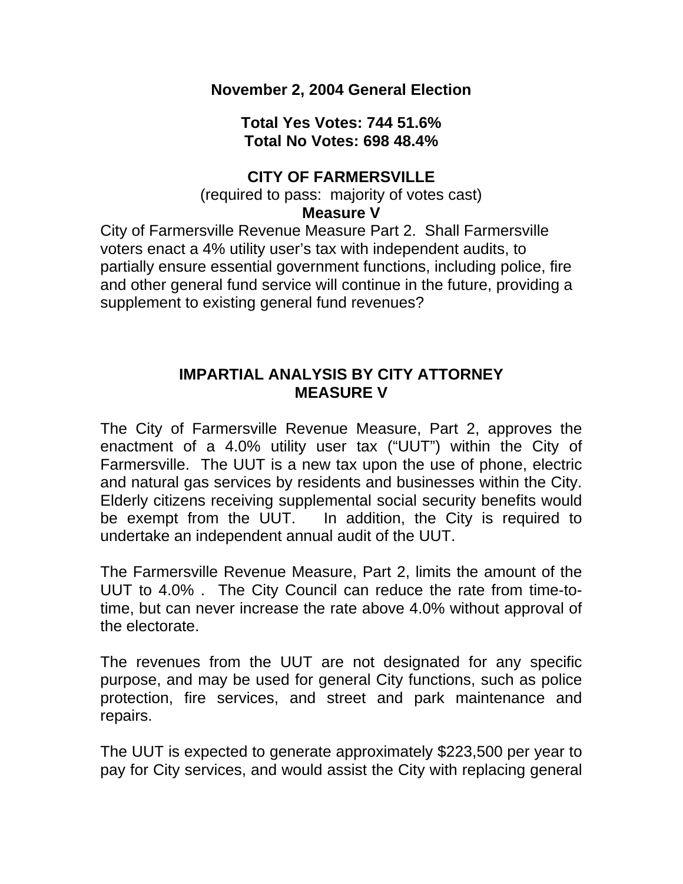**November 2, 2004 General Election**

**Total Yes Votes: 744 51.6%**
**Total No Votes: 698 48.4%**

**CITY OF FARMERSVILLE**

(required to pass: majority of votes cast)

**Measure V**

City of Farmersville Revenue Measure Part 2. Shall Farmersville voters enact a 4% utility user's tax with independent audits, to partially ensure essential government functions, including police, fire and other general fund service will continue in the future, providing a supplement to existing general fund revenues?

## IMPARTIAL ANALYSIS BY CITY ATTORNEY MEASURE V

The City of Farmersville Revenue Measure, Part 2, approves the enactment of a 4.0% utility user tax ("UUT") within the City of Farmersville. The UUT is a new tax upon the use of phone, electric and natural gas services by residents and businesses within the City. Elderly citizens receiving supplemental social security benefits would be exempt from the UUT. In addition, the City is required to undertake an independent annual audit of the UUT.

The Farmersville Revenue Measure, Part 2, limits the amount of the UUT to 4.0% . The City Council can reduce the rate from time-to-time, but can never increase the rate above 4.0% without approval of the electorate.

The revenues from the UUT are not designated for any specific purpose, and may be used for general City functions, such as police protection, fire services, and street and park maintenance and repairs.

The UUT is expected to generate approximately $223,500 per year to pay for City services, and would assist the City with replacing general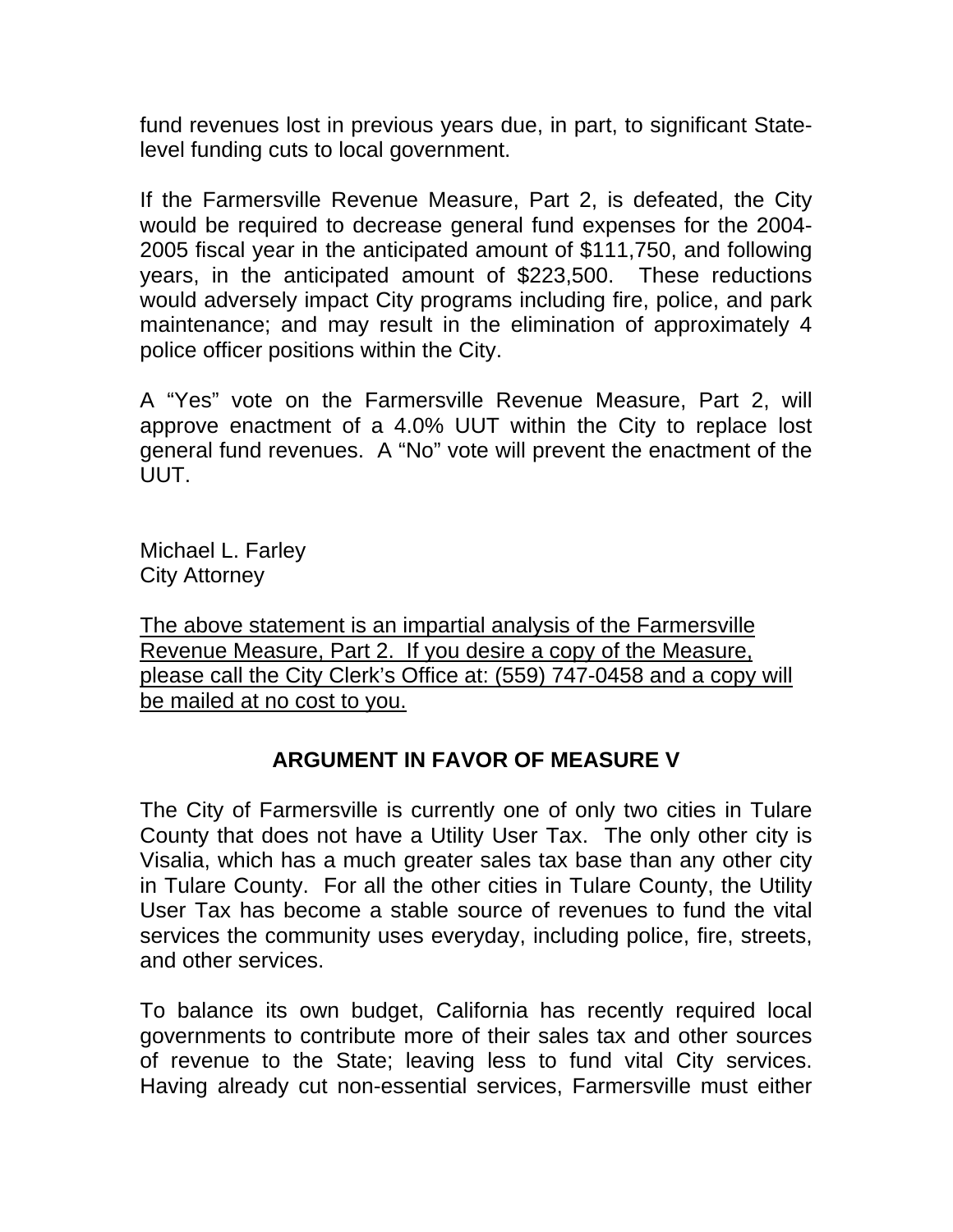fund revenues lost in previous years due, in part, to significant State-level funding cuts to local government.

If the Farmersville Revenue Measure, Part 2, is defeated, the City would be required to decrease general fund expenses for the 2004-2005 fiscal year in the anticipated amount of $111,750, and following years, in the anticipated amount of $223,500. These reductions would adversely impact City programs including fire, police, and park maintenance; and may result in the elimination of approximately 4 police officer positions within the City.

A "Yes" vote on the Farmersville Revenue Measure, Part 2, will approve enactment of a 4.0% UUT within the City to replace lost general fund revenues. A "No" vote will prevent the enactment of the UUT.

Michael L. Farley
City Attorney

<u>The above statement is an impartial analysis of the Farmersville Revenue Measure, Part 2. If you desire a copy of the Measure, please call the City Clerk's Office at: (559) 747-0458 and a copy will be mailed at no cost to you.</u>

## ARGUMENT IN FAVOR OF MEASURE V

The City of Farmersville is currently one of only two cities in Tulare County that does not have a Utility User Tax. The only other city is Visalia, which has a much greater sales tax base than any other city in Tulare County. For all the other cities in Tulare County, the Utility User Tax has become a stable source of revenues to fund the vital services the community uses everyday, including police, fire, streets, and other services.

To balance its own budget, California has recently required local governments to contribute more of their sales tax and other sources of revenue to the State; leaving less to fund vital City services. Having already cut non-essential services, Farmersville must either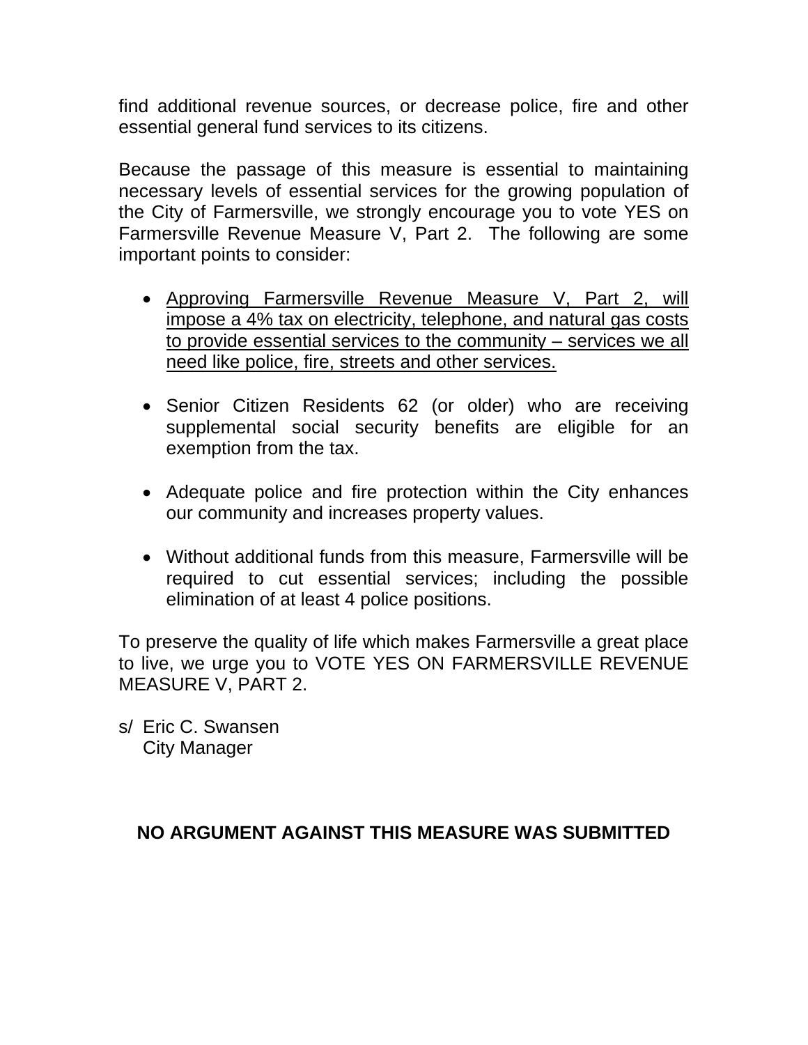find additional revenue sources, or decrease police, fire and other essential general fund services to its citizens.

Because the passage of this measure is essential to maintaining necessary levels of essential services for the growing population of the City of Farmersville, we strongly encourage you to vote YES on Farmersville Revenue Measure V, Part 2. The following are some important points to consider:

- <u>Approving Farmersville Revenue Measure V, Part 2, will impose a 4% tax on electricity, telephone, and natural gas costs to provide essential services to the community – services we all need like police, fire, streets and other services.</u>

- Senior Citizen Residents 62 (or older) who are receiving supplemental social security benefits are eligible for an exemption from the tax.

- Adequate police and fire protection within the City enhances our community and increases property values.

- Without additional funds from this measure, Farmersville will be required to cut essential services; including the possible elimination of at least 4 police positions.

To preserve the quality of life which makes Farmersville a great place to live, we urge you to VOTE YES ON FARMERSVILLE REVENUE MEASURE V, PART 2.

s/ Eric C. Swansen
City Manager

**NO ARGUMENT AGAINST THIS MEASURE WAS SUBMITTED**